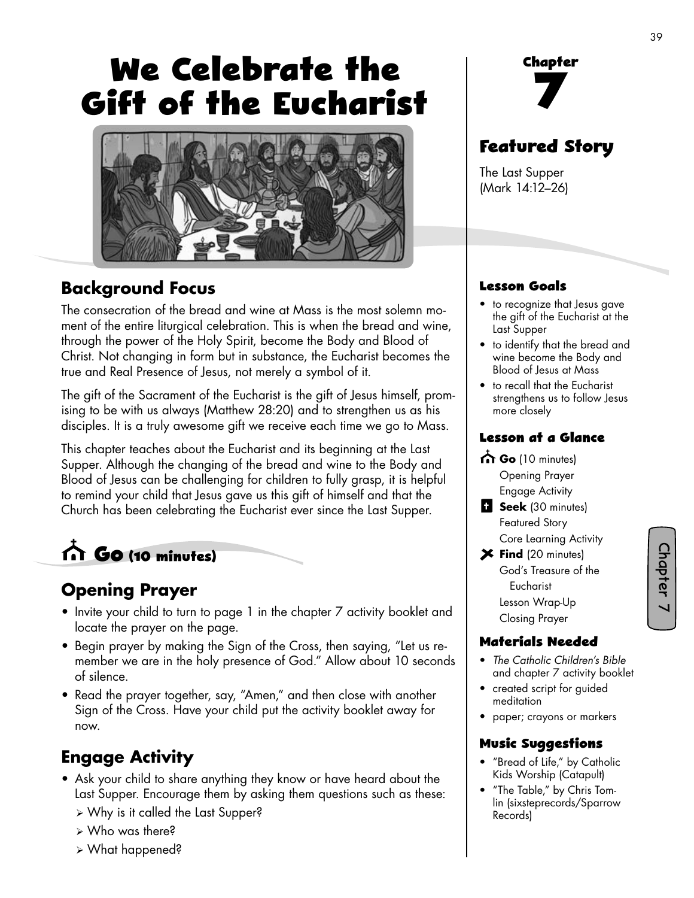# We Celebrate the Gift of the Eucharist

## Background Focus

The consecration of the bread and wine at Mass is the most solemn moment of the entire liturgical celebration. This is when the bread and wine, through the power of the Holy Spirit, become the Body and Blood of Christ. Not changing in form but in substance, the Eucharist becomes the true and Real Presence of Jesus, not merely a symbol of it.

The gift of the Sacrament of the Eucharist is the gift of Jesus himself, promising to be with us always (Matthew 28:20) and to strengthen us as his disciples. It is a truly awesome gift we receive each time we go to Mass.

This chapter teaches about the Eucharist and its beginning at the Last Supper. Although the changing of the bread and wine to the Body and Blood of Jesus can be challenging for children to fully grasp, it is helpful to remind your child that Jesus gave us this gift of himself and that the Church has been celebrating the Eucharist ever since the Last Supper.

## Go (10 minutes)

### Opening Prayer

- Invite your child to turn to page 1 in the chapter 7 activity booklet and locate the prayer on the page.
- Begin prayer by making the Sign of the Cross, then saying, "Let us remember we are in the holy presence of God." Allow about 10 seconds of silence.
- Read the prayer together, say, "Amen," and then close with another Sign of the Cross. Have your child put the activity booklet away for now.

### Engage Activity

- Ask your child to share anything they know or have heard about the Last Supper. Encourage them by asking them questions such as these:
  - Why is it called the Last Supper?
  - Who was there?
  - What happened?

**Chapter 7**

## Featured Story

The Last Supper
(Mark 14:12–26)

### Lesson Goals

- to recognize that Jesus gave the gift of the Eucharist at the Last Supper
- to identify that the bread and wine become the Body and Blood of Jesus at Mass
- to recall that the Eucharist strengthens us to follow Jesus more closely

### Lesson at a Glance

**Go** (10 minutes)
- Opening Prayer
- Engage Activity

**Seek** (30 minutes)
- Featured Story
- Core Learning Activity

**Find** (20 minutes)
- God's Treasure of the Eucharist
- Lesson Wrap-Up
- Closing Prayer

### Materials Needed

- *The Catholic Children's Bible* and chapter 7 activity booklet
- created script for guided meditation
- paper; crayons or markers

### Music Suggestions

- "Bread of Life," by Catholic Kids Worship (Catapult)
- "The Table," by Chris Tomlin (sixsteprecords/Sparrow Records)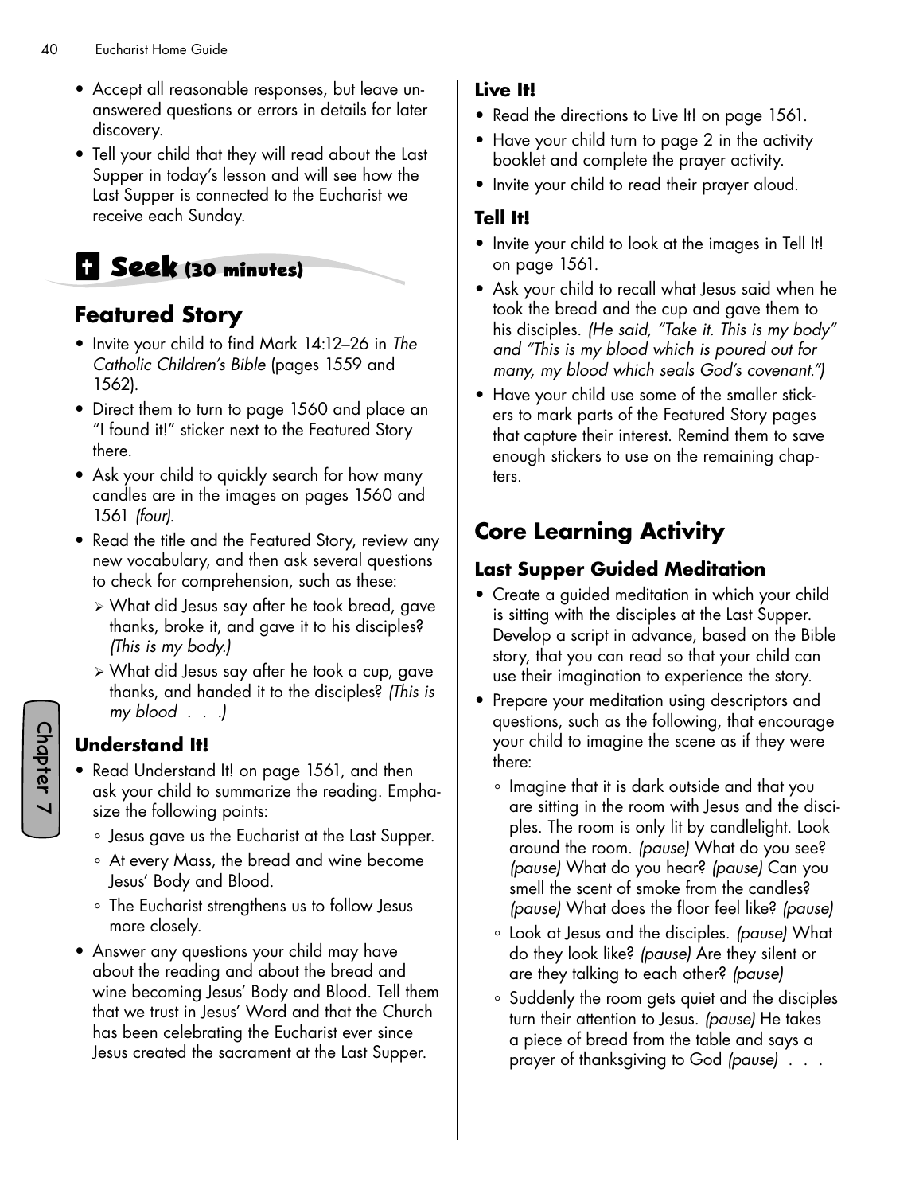- Accept all reasonable responses, but leave unanswered questions or errors in details for later discovery.
- Tell your child that they will read about the Last Supper in today's lesson and will see how the Last Supper is connected to the Eucharist we receive each Sunday.

## Seek (30 minutes)

## Featured Story

- Invite your child to find Mark 14:12–26 in *The Catholic Children's Bible* (pages 1559 and 1562).
- Direct them to turn to page 1560 and place an "I found it!" sticker next to the Featured Story there.
- Ask your child to quickly search for how many candles are in the images on pages 1560 and 1561 *(four)*.
- Read the title and the Featured Story, review any new vocabulary, and then ask several questions to check for comprehension, such as these:
  - What did Jesus say after he took bread, gave thanks, broke it, and gave it to his disciples? *(This is my body.)*
  - What did Jesus say after he took a cup, gave thanks, and handed it to the disciples? *(This is my blood . . .)*

### Understand It!

- Read Understand It! on page 1561, and then ask your child to summarize the reading. Emphasize the following points:
  - Jesus gave us the Eucharist at the Last Supper.
  - At every Mass, the bread and wine become Jesus' Body and Blood.
  - The Eucharist strengthens us to follow Jesus more closely.
- Answer any questions your child may have about the reading and about the bread and wine becoming Jesus' Body and Blood. Tell them that we trust in Jesus' Word and that the Church has been celebrating the Eucharist ever since Jesus created the sacrament at the Last Supper.

### Live It!

- Read the directions to Live It! on page 1561.
- Have your child turn to page 2 in the activity booklet and complete the prayer activity.
- Invite your child to read their prayer aloud.

### Tell It!

- Invite your child to look at the images in Tell It! on page 1561.
- Ask your child to recall what Jesus said when he took the bread and the cup and gave them to his disciples. *(He said, "Take it. This is my body" and "This is my blood which is poured out for many, my blood which seals God's covenant.")*
- Have your child use some of the smaller stickers to mark parts of the Featured Story pages that capture their interest. Remind them to save enough stickers to use on the remaining chapters.

## Core Learning Activity

### Last Supper Guided Meditation

- Create a guided meditation in which your child is sitting with the disciples at the Last Supper. Develop a script in advance, based on the Bible story, that you can read so that your child can use their imagination to experience the story.
- Prepare your meditation using descriptors and questions, such as the following, that encourage your child to imagine the scene as if they were there:
  - Imagine that it is dark outside and that you are sitting in the room with Jesus and the disciples. The room is only lit by candlelight. Look around the room. *(pause)* What do you see? *(pause)* What do you hear? *(pause)* Can you smell the scent of smoke from the candles? *(pause)* What does the floor feel like? *(pause)*
  - Look at Jesus and the disciples. *(pause)* What do they look like? *(pause)* Are they silent or are they talking to each other? *(pause)*
  - Suddenly the room gets quiet and the disciples turn their attention to Jesus. *(pause)* He takes a piece of bread from the table and says a prayer of thanksgiving to God *(pause)* . . .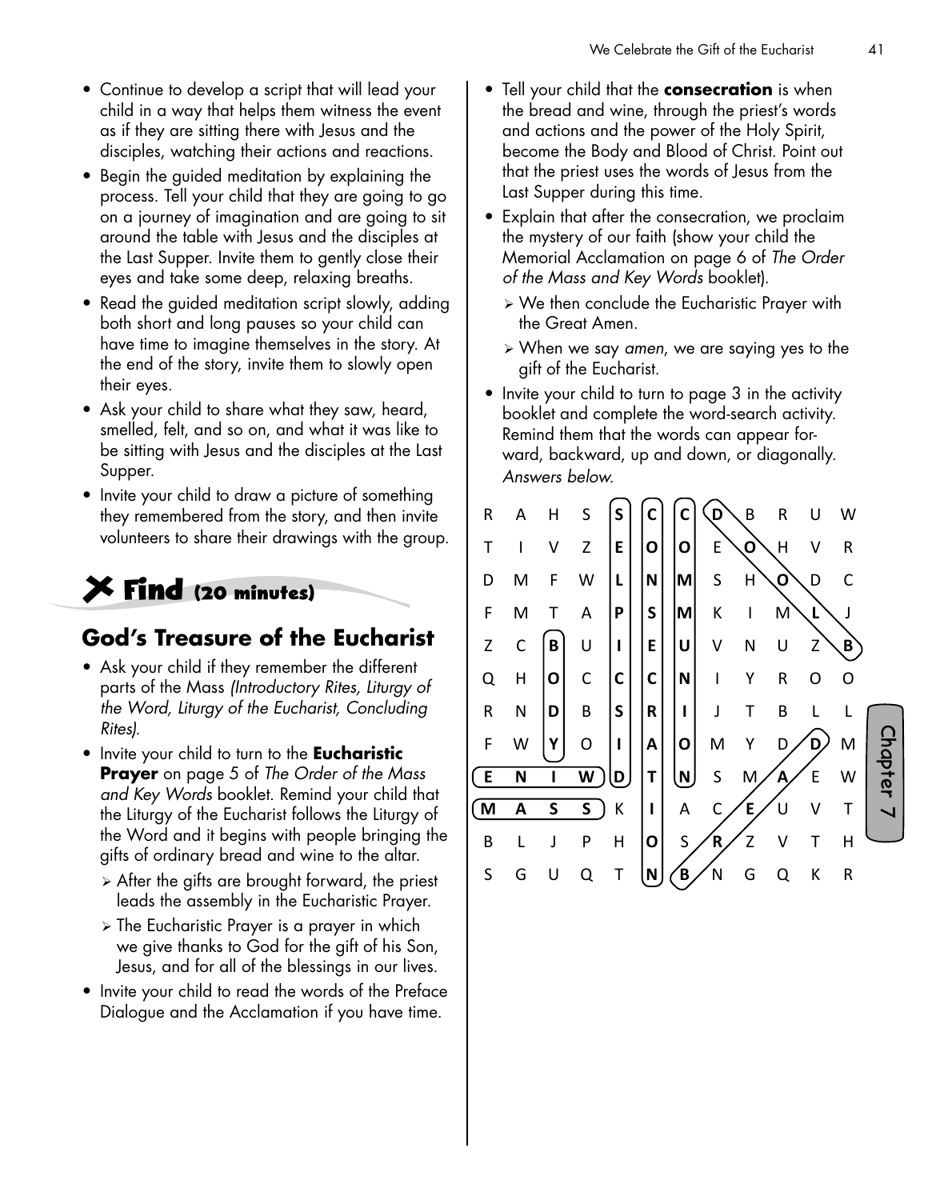- Continue to develop a script that will lead your child in a way that helps them witness the event as if they are sitting there with Jesus and the disciples, watching their actions and reactions.
- Begin the guided meditation by explaining the process. Tell your child that they are going to go on a journey of imagination and are going to sit around the table with Jesus and the disciples at the Last Supper. Invite them to gently close their eyes and take some deep, relaxing breaths.
- Read the guided meditation script slowly, adding both short and long pauses so your child can have time to imagine themselves in the story. At the end of the story, invite them to slowly open their eyes.
- Ask your child to share what they saw, heard, smelled, felt, and so on, and what it was like to be sitting with Jesus and the disciples at the Last Supper.
- Invite your child to draw a picture of something they remembered from the story, and then invite volunteers to share their drawings with the group.

## Find (20 minutes)

### God's Treasure of the Eucharist

- Ask your child if they remember the different parts of the Mass *(Introductory Rites, Liturgy of the Word, Liturgy of the Eucharist, Concluding Rites).*
- Invite your child to turn to the **Eucharistic Prayer** on page 5 of *The Order of the Mass and Key Words* booklet. Remind your child that the Liturgy of the Eucharist follows the Liturgy of the Word and it begins with people bringing the gifts of ordinary bread and wine to the altar.
  - After the gifts are brought forward, the priest leads the assembly in the Eucharistic Prayer.
  - The Eucharistic Prayer is a prayer in which we give thanks to God for the gift of his Son, Jesus, and for all of the blessings in our lives.
- Invite your child to read the words of the Preface Dialogue and the Acclamation if you have time.
- Tell your child that the **consecration** is when the bread and wine, through the priest's words and actions and the power of the Holy Spirit, become the Body and Blood of Christ. Point out that the priest uses the words of Jesus from the Last Supper during this time.
- Explain that after the consecration, we proclaim the mystery of our faith (show your child the Memorial Acclamation on page 6 of *The Order of the Mass and Key Words* booklet).
  - We then conclude the Eucharistic Prayer with the Great Amen.
  - When we say *amen*, we are saying yes to the gift of the Eucharist.
- Invite your child to turn to page 3 in the activity booklet and complete the word-search activity. Remind them that the words can appear forward, backward, up and down, or diagonally. *Answers below.*

| | | | | | | | | | | | |
|---|---|---|---|---|---|---|---|---|---|---|---|
| R | A | H | S | **S** | **C** | **C** | **D** | B | R | U | W |
| T | I | V | Z | **E** | **O** | **O** | E | **O** | H | V | R |
| D | M | F | W | **L** | **N** | **M** | S | H | **O** | D | C |
| F | M | T | A | **P** | **S** | **M** | K | I | M | **L** | J |
| Z | C | **B** | U | **I** | **E** | **U** | V | N | U | Z | **B** |
| Q | H | **O** | C | **C** | **C** | **N** | I | Y | R | O | O |
| R | N | **D** | B | **S** | **R** | **I** | J | T | B | L | L |
| F | W | **Y** | O | **I** | **A** | **O** | M | Y | D | **D** | M |
| **E** | **N** | **I** | **W** | **D** | **T** | **N** | S | M | **A** | E | W |
| **M** | **A** | **S** | **S** | K | **I** | A | C | **E** | U | V | T |
| B | L | J | P | H | **O** | S | **R** | Z | V | T | H |
| S | G | U | Q | T | **N** | **B** | N | G | Q | K | R |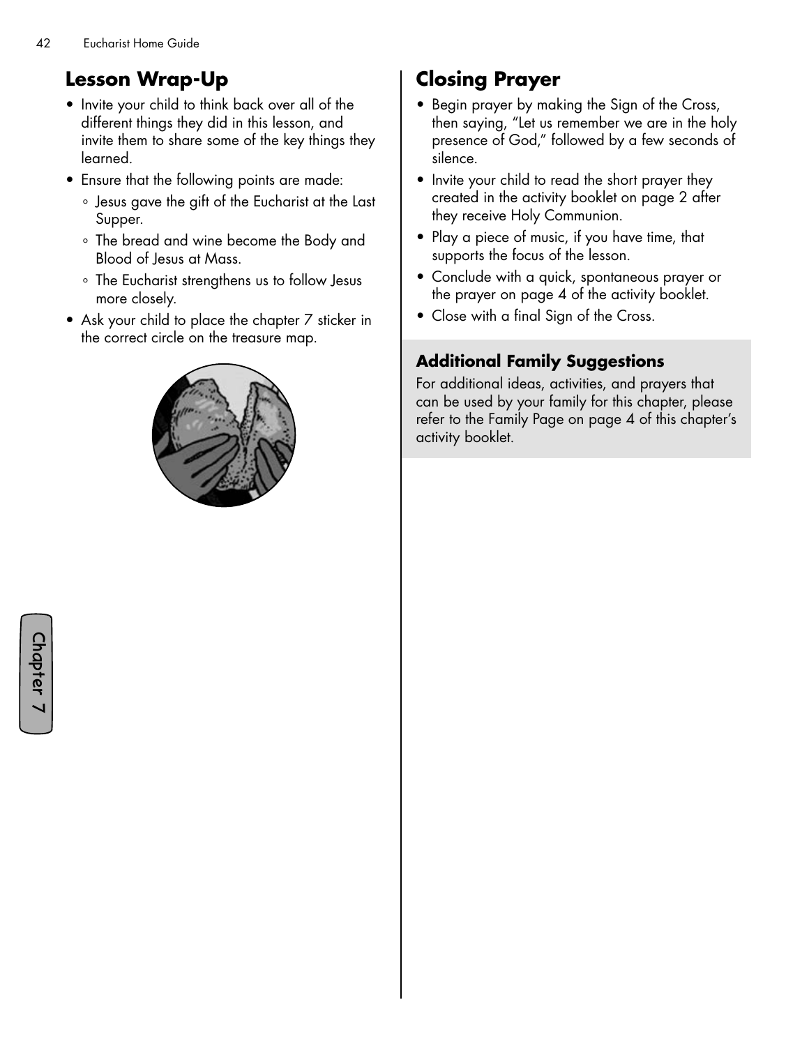## Lesson Wrap-Up

- Invite your child to think back over all of the different things they did in this lesson, and invite them to share some of the key things they learned.
- Ensure that the following points are made:
  - Jesus gave the gift of the Eucharist at the Last Supper.
  - The bread and wine become the Body and Blood of Jesus at Mass.
  - The Eucharist strengthens us to follow Jesus more closely.
- Ask your child to place the chapter 7 sticker in the correct circle on the treasure map.

## Closing Prayer

- Begin prayer by making the Sign of the Cross, then saying, "Let us remember we are in the holy presence of God," followed by a few seconds of silence.
- Invite your child to read the short prayer they created in the activity booklet on page 2 after they receive Holy Communion.
- Play a piece of music, if you have time, that supports the focus of the lesson.
- Conclude with a quick, spontaneous prayer or the prayer on page 4 of the activity booklet.
- Close with a final Sign of the Cross.

### Additional Family Suggestions

For additional ideas, activities, and prayers that can be used by your family for this chapter, please refer to the Family Page on page 4 of this chapter's activity booklet.